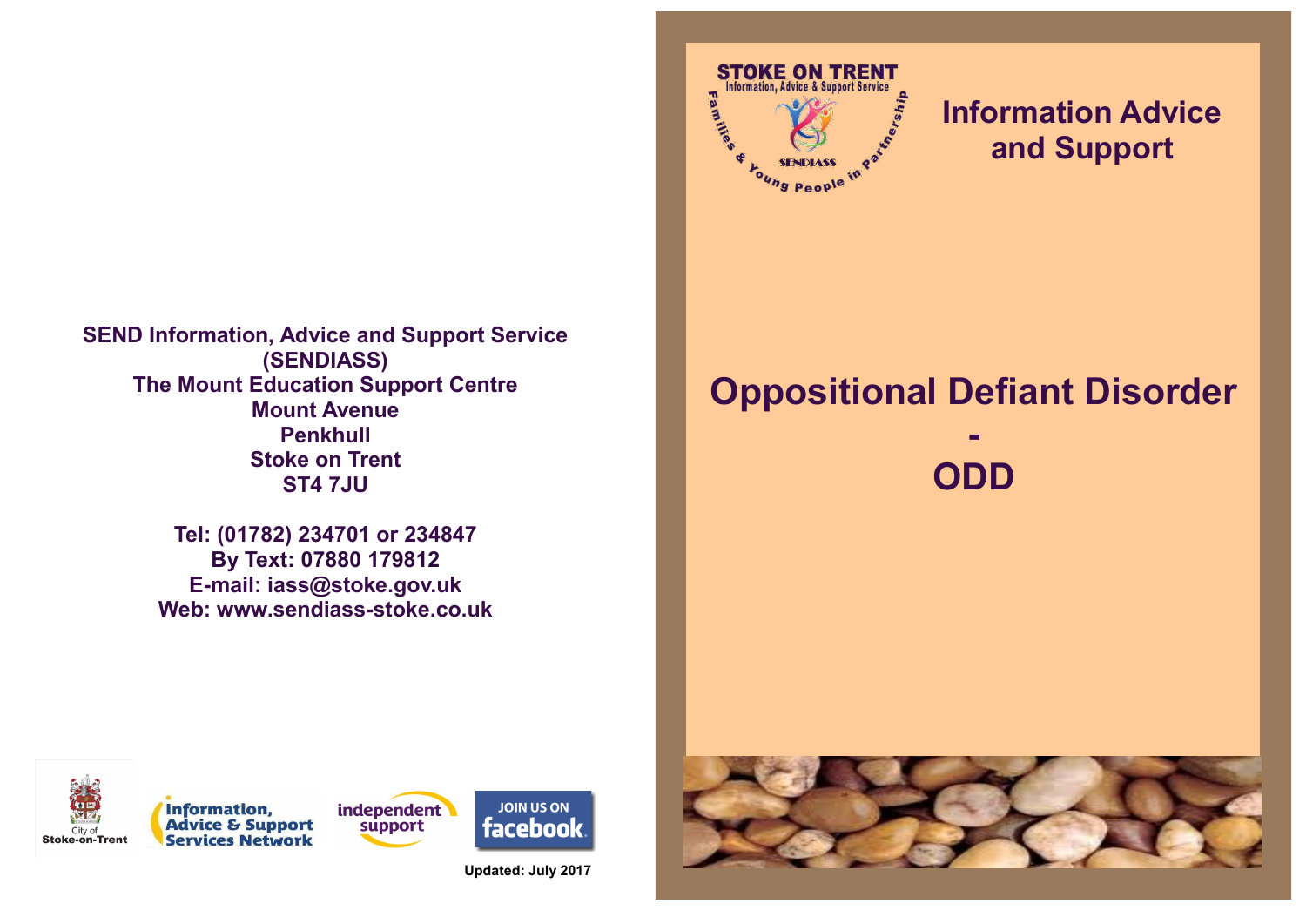**SEND Information, Advice and Support Service (SENDIASS)**
**The Mount Education Support Centre**
**Mount Avenue**
**Penkhull**
**Stoke on Trent**
**ST4 7JU**

**Tel: (01782) 234701 or 234847**
**By Text: 07880 179812**
**E-mail: iass@stoke.gov.uk**
**Web: www.sendiass-stoke.co.uk**

City of Stoke-on-Trent

Information, Advice & Support Services Network

independent support

JOIN US ON facebook

**Updated: July 2017**

STOKE ON TRENT
Information, Advice & Support Service
Families & Young People in Partnership
SENDIASS

## Information Advice and Support

# Oppositional Defiant Disorder - ODD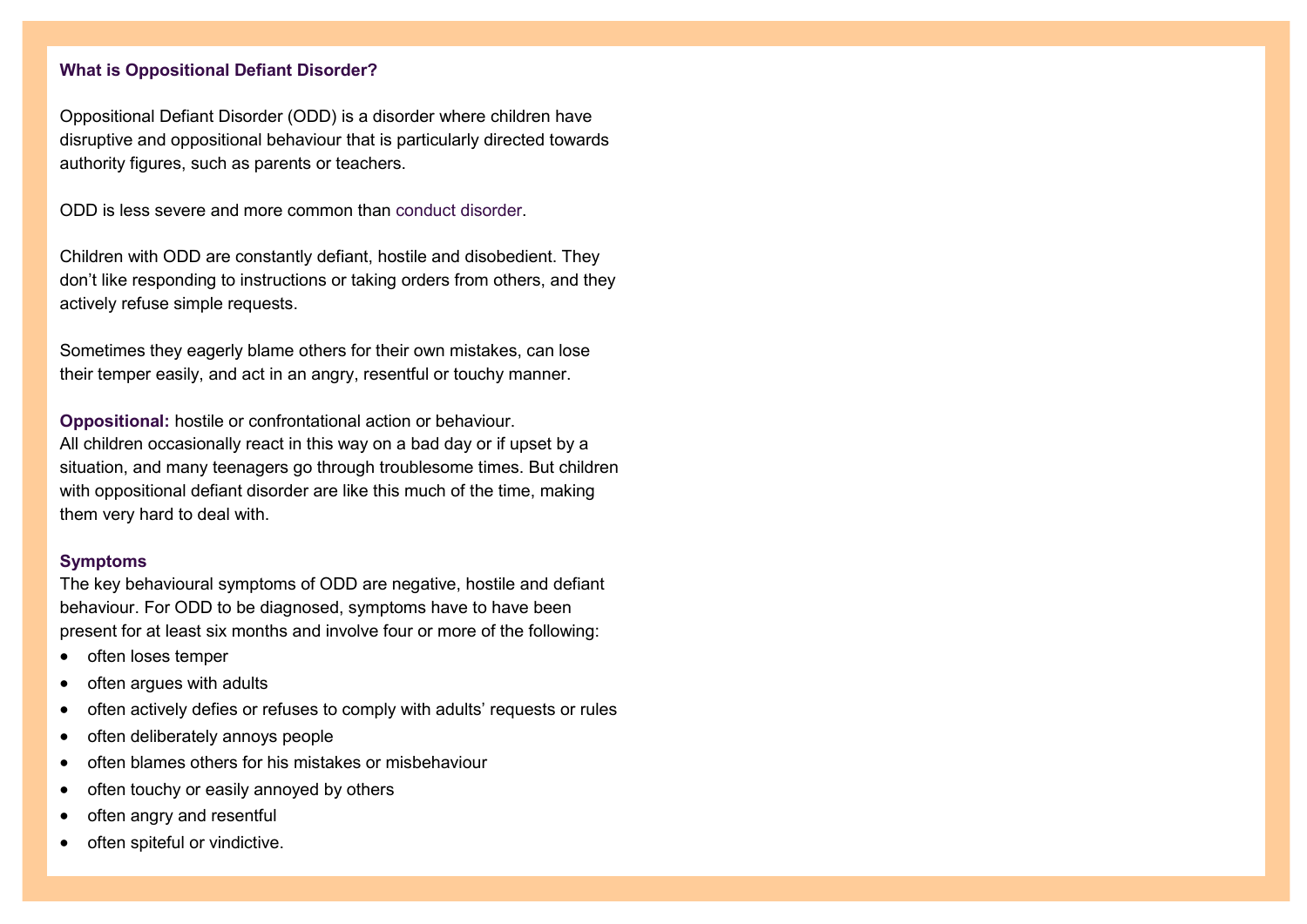### What is Oppositional Defiant Disorder?

Oppositional Defiant Disorder (ODD) is a disorder where children have disruptive and oppositional behaviour that is particularly directed towards authority figures, such as parents or teachers.

ODD is less severe and more common than conduct disorder.

Children with ODD are constantly defiant, hostile and disobedient. They don't like responding to instructions or taking orders from others, and they actively refuse simple requests.

Sometimes they eagerly blame others for their own mistakes, can lose their temper easily, and act in an angry, resentful or touchy manner.

**Oppositional:** hostile or confrontational action or behaviour.
All children occasionally react in this way on a bad day or if upset by a situation, and many teenagers go through troublesome times. But children with oppositional defiant disorder are like this much of the time, making them very hard to deal with.

**Symptoms**
The key behavioural symptoms of ODD are negative, hostile and defiant behaviour. For ODD to be diagnosed, symptoms have to have been present for at least six months and involve four or more of the following:

- often loses temper
- often argues with adults
- often actively defies or refuses to comply with adults' requests or rules
- often deliberately annoys people
- often blames others for his mistakes or misbehaviour
- often touchy or easily annoyed by others
- often angry and resentful
- often spiteful or vindictive.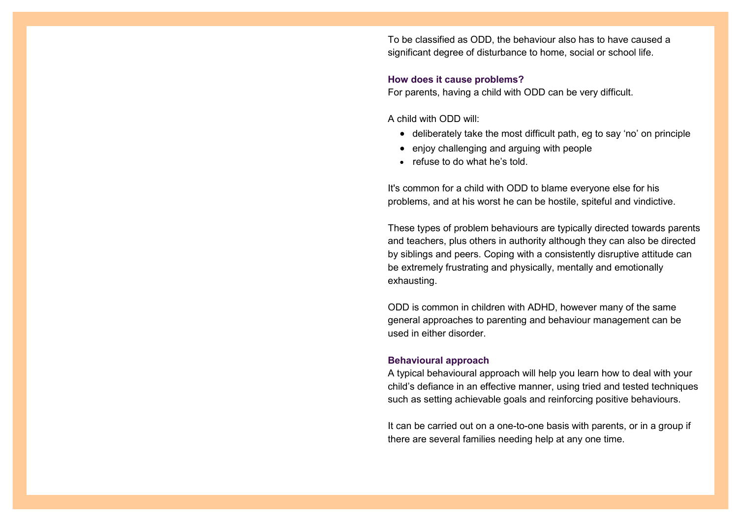To be classified as ODD, the behaviour also has to have caused a significant degree of disturbance to home, social or school life.

**How does it cause problems?**

For parents, having a child with ODD can be very difficult.

A child with ODD will:

- deliberately take the most difficult path, eg to say 'no' on principle
- enjoy challenging and arguing with people
- refuse to do what he's told.

It's common for a child with ODD to blame everyone else for his problems, and at his worst he can be hostile, spiteful and vindictive.

These types of problem behaviours are typically directed towards parents and teachers, plus others in authority although they can also be directed by siblings and peers. Coping with a consistently disruptive attitude can be extremely frustrating and physically, mentally and emotionally exhausting.

ODD is common in children with ADHD, however many of the same general approaches to parenting and behaviour management can be used in either disorder.

**Behavioural approach**

A typical behavioural approach will help you learn how to deal with your child's defiance in an effective manner, using tried and tested techniques such as setting achievable goals and reinforcing positive behaviours.

It can be carried out on a one-to-one basis with parents, or in a group if there are several families needing help at any one time.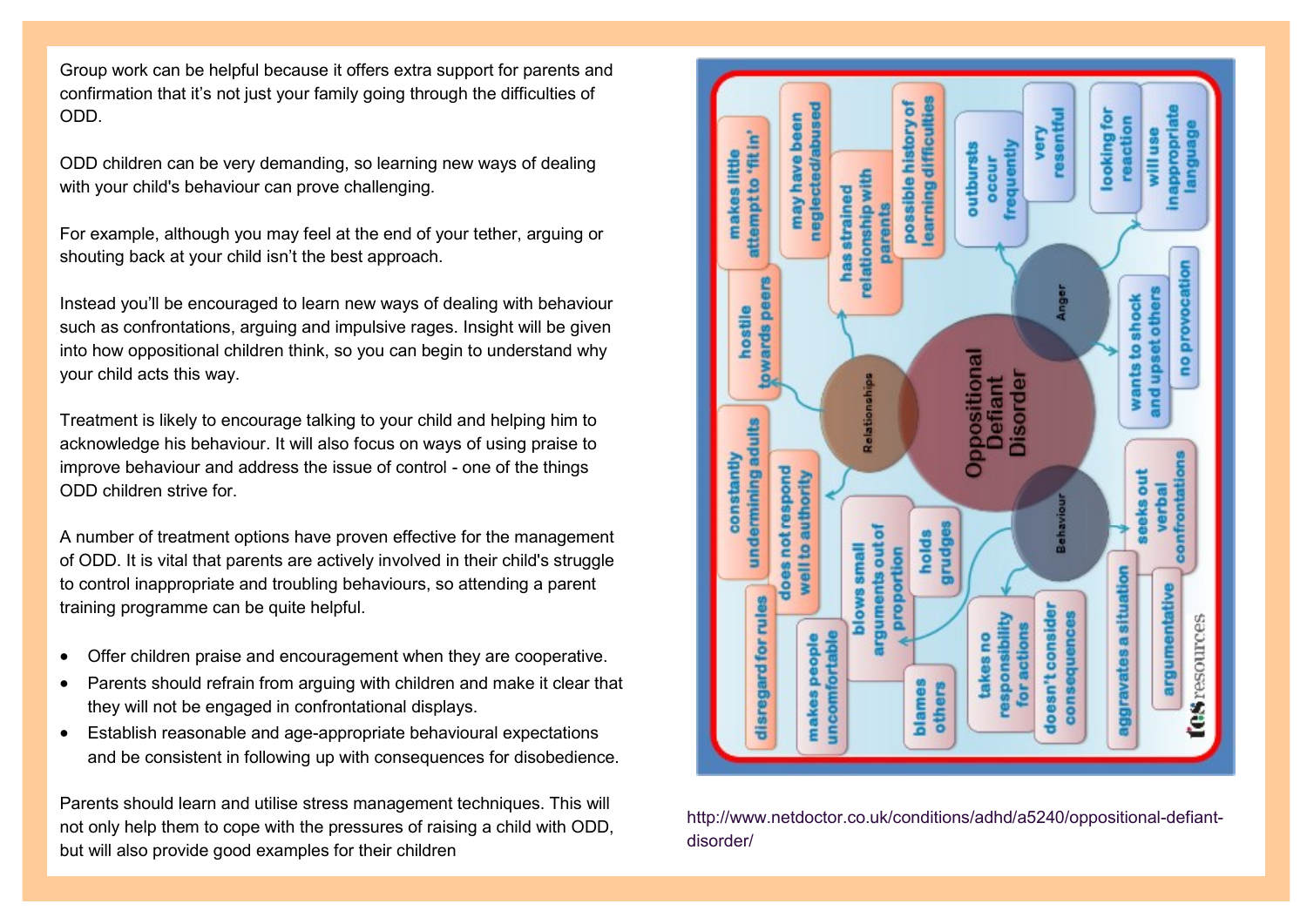Group work can be helpful because it offers extra support for parents and confirmation that it's not just your family going through the difficulties of ODD.

ODD children can be very demanding, so learning new ways of dealing with your child's behaviour can prove challenging.

For example, although you may feel at the end of your tether, arguing or shouting back at your child isn't the best approach.

Instead you'll be encouraged to learn new ways of dealing with behaviour such as confrontations, arguing and impulsive rages. Insight will be given into how oppositional children think, so you can begin to understand why your child acts this way.

Treatment is likely to encourage talking to your child and helping him to acknowledge his behaviour. It will also focus on ways of using praise to improve behaviour and address the issue of control - one of the things ODD children strive for.

A number of treatment options have proven effective for the management of ODD. It is vital that parents are actively involved in their child's struggle to control inappropriate and troubling behaviours, so attending a parent training programme can be quite helpful.

- Offer children praise and encouragement when they are cooperative.
- Parents should refrain from arguing with children and make it clear that they will not be engaged in confrontational displays.
- Establish reasonable and age-appropriate behavioural expectations and be consistent in following up with consequences for disobedience.

Parents should learn and utilise stress management techniques. This will not only help them to cope with the pressures of raising a child with ODD, but will also provide good examples for their children

Oppositional Defiant Disorder

Relationships

makes little attempt to 'fit in'

may have been neglected/abused

has strained relationship with parents

possible history of learning difficulties

hostile towards peers

constantly undermining adults

does not respond well to authority

disregard for rules

makes people uncomfortable

Anger

outbursts occur frequently

very resentful

looking for reaction

will use inappropriate language

wants to shock and upset others

no provocation

Behaviour

blows small arguments out of proportion

holds grudges

blames others

takes no responsibility for actions

doesn't consider consequences

aggravates a situation

argumentative

seeks out verbal confrontations

tes resources

http://www.netdoctor.co.uk/conditions/adhd/a5240/oppositional-defiant-disorder/